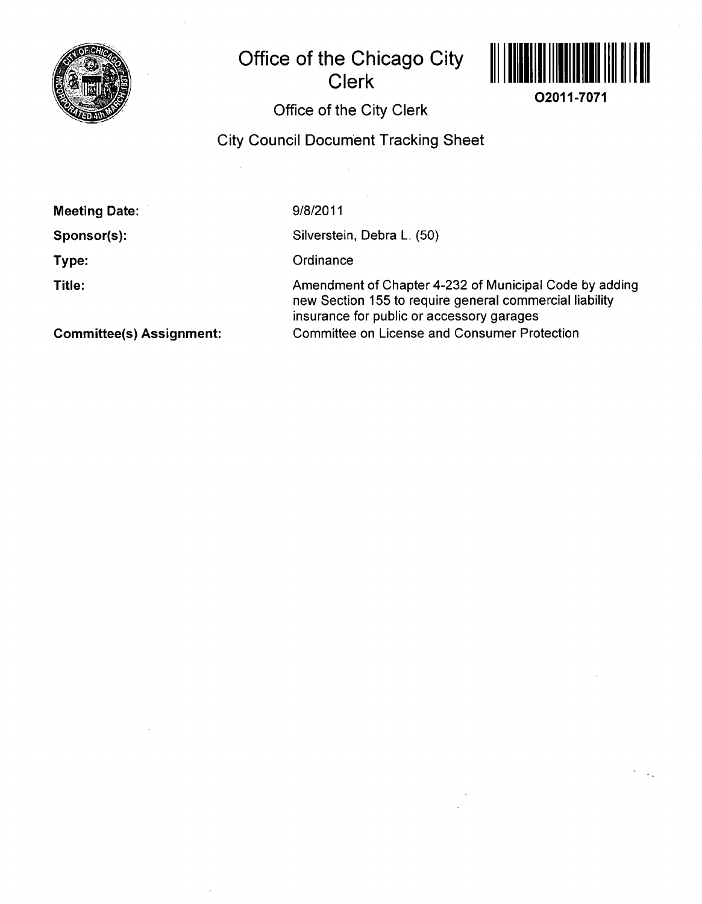# Office of the Chicago City Clerk

**O2011-7071**

## Office of the City Clerk

## City Council Document Tracking Sheet

**Meeting Date:** 9/8/2011

**Sponsor(s):** Silverstein, Debra L. (50)

**Type:** Ordinance

**Title:** Amendment of Chapter 4-232 of Municipal Code by adding new Section 155 to require general commercial liability insurance for public or accessory garages

**Committee(s) Assignment:** Committee on License and Consumer Protection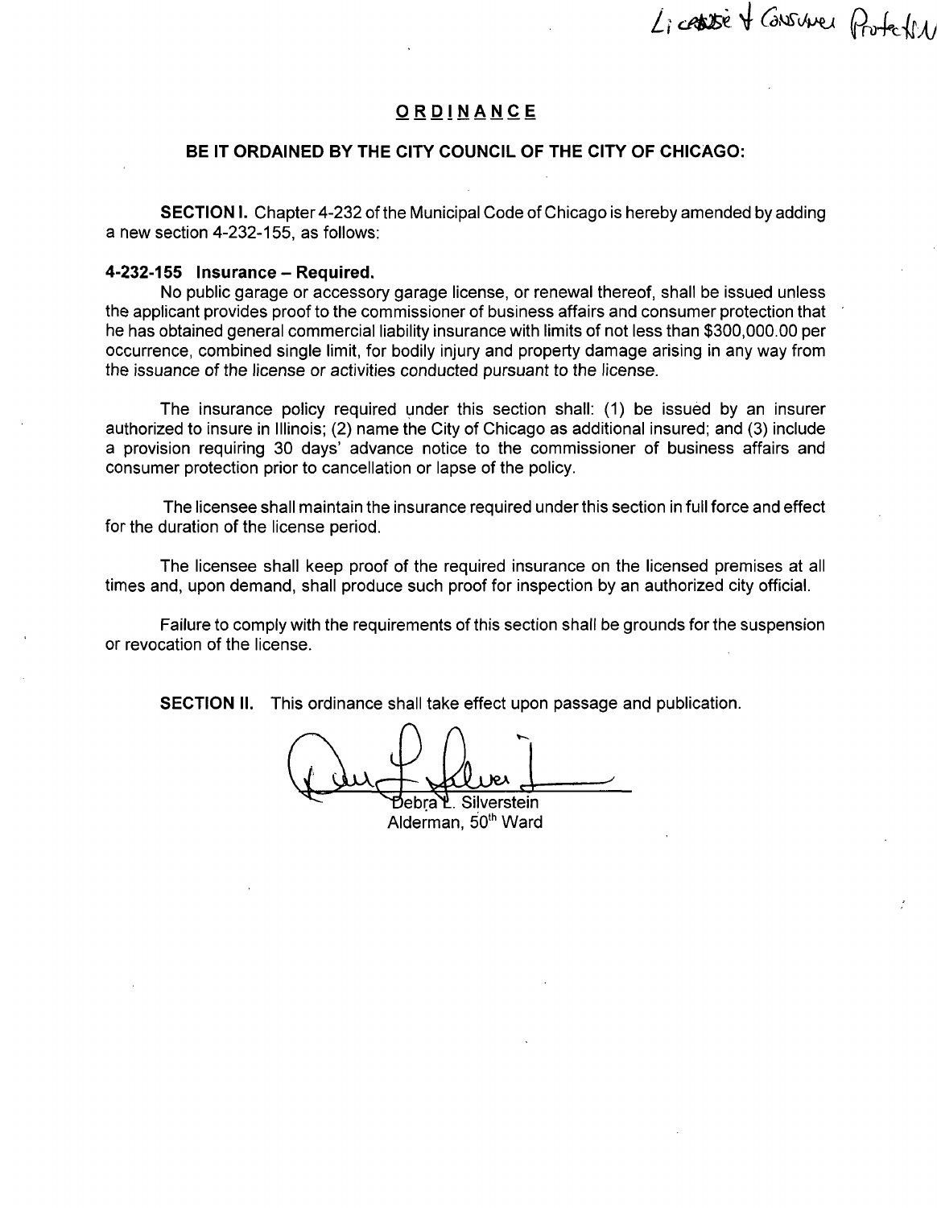Licenses & Consumer Protection

# ORDINANCE

**BE IT ORDAINED BY THE CITY COUNCIL OF THE CITY OF CHICAGO:**

**SECTION I.** Chapter 4-232 of the Municipal Code of Chicago is hereby amended by adding a new section 4-232-155, as follows:

**4-232-155 Insurance – Required.**

No public garage or accessory garage license, or renewal thereof, shall be issued unless the applicant provides proof to the commissioner of business affairs and consumer protection that he has obtained general commercial liability insurance with limits of not less than $300,000.00 per occurrence, combined single limit, for bodily injury and property damage arising in any way from the issuance of the license or activities conducted pursuant to the license.

The insurance policy required under this section shall: (1) be issued by an insurer authorized to insure in Illinois; (2) name the City of Chicago as additional insured; and (3) include a provision requiring 30 days' advance notice to the commissioner of business affairs and consumer protection prior to cancellation or lapse of the policy.

The licensee shall maintain the insurance required under this section in full force and effect for the duration of the license period.

The licensee shall keep proof of the required insurance on the licensed premises at all times and, upon demand, shall produce such proof for inspection by an authorized city official.

Failure to comply with the requirements of this section shall be grounds for the suspension or revocation of the license.

**SECTION II.** This ordinance shall take effect upon passage and publication.

Debra L. Silverstein
Alderman, 50th Ward